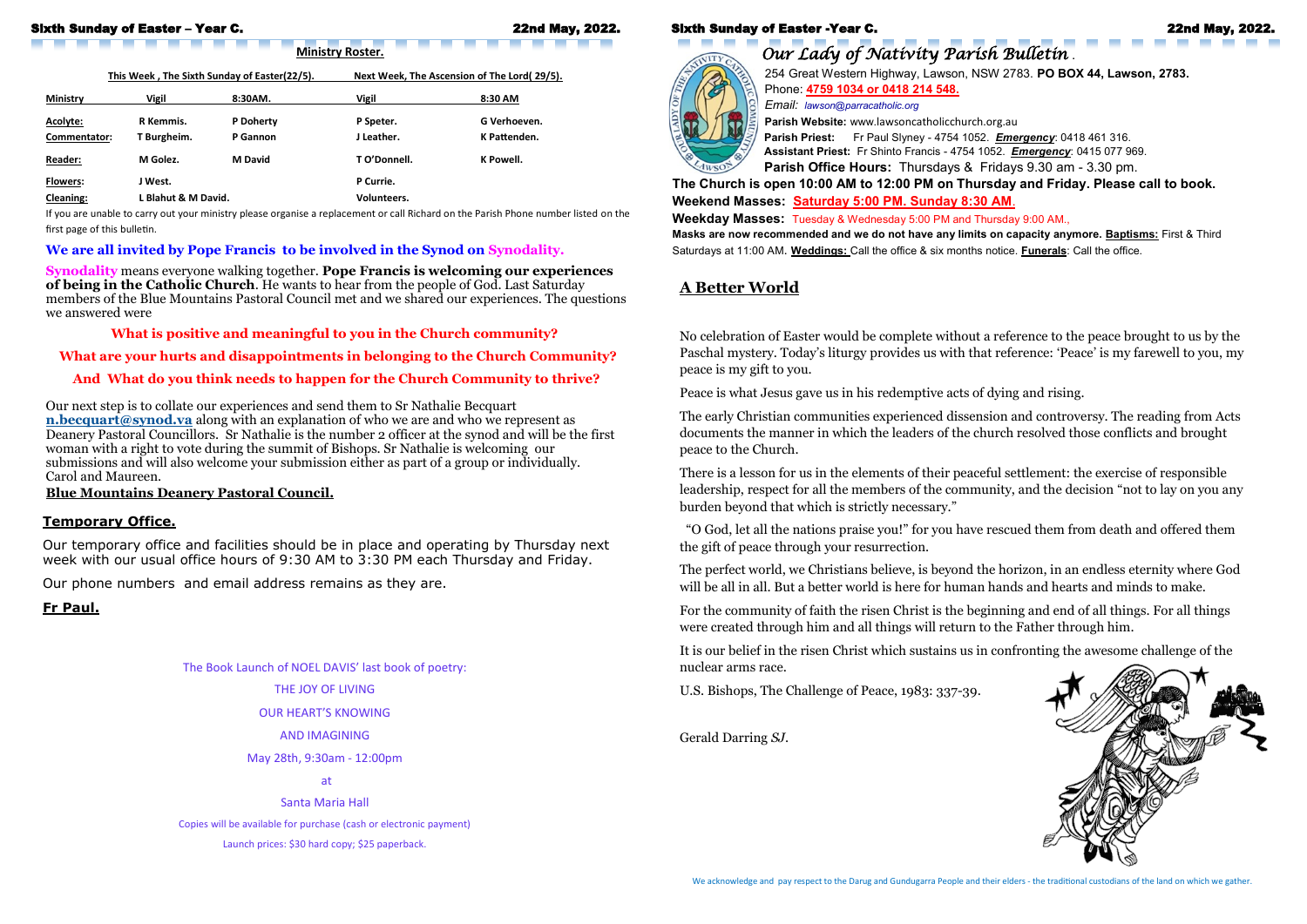**Ministry Roster.**

| | This Week , The Sixth Sunday of Easter(22/5). | | Next Week, The Ascension of The Lord( 29/5). | |
|---|---|---|---|---|
| **Ministry** | **Vigil** | **8:30AM.** | **Vigil** | **8:30 AM** |
| **Acolyte:** | R Kemmis. | P Doherty | P Speter. | G Verhoeven. |
| **Commentator:** | T Burgheim. | P Gannon | J Leather. | K Pattenden. |
| **Reader:** | M Golez. | M David | T O'Donnell. | K Powell. |
| **Flowers:** | J West. | | P Currie. | |
| **Cleaning:** | L Blahut & M David. | | Volunteers. | |

If you are unable to carry out your ministry please organise a replacement or call Richard on the Parish Phone number listed on the first page of this bulletin.

## We are all invited by Pope Francis to be involved in the Synod on Synodality.

**Synodality** means everyone walking together. **Pope Francis is welcoming our experiences of being in the Catholic Church**. He wants to hear from the people of God. Last Saturday members of the Blue Mountains Pastoral Council met and we shared our experiences. The questions we answered were

**What is positive and meaningful to you in the Church community?**

**What are your hurts and disappointments in belonging to the Church Community?**

**And What do you think needs to happen for the Church Community to thrive?**

Our next step is to collate our experiences and send them to Sr Nathalie Becquart **n.becquart@synod.va** along with an explanation of who we are and who we represent as Deanery Pastoral Councillors. Sr Nathalie is the number 2 officer at the synod and will be the first woman with a right to vote during the summit of Bishops. Sr Nathalie is welcoming our submissions and will also welcome your submission either as part of a group or individually.
Carol and Maureen.

**Blue Mountains Deanery Pastoral Council.**

## Temporary Office.

Our temporary office and facilities should be in place and operating by Thursday next week with our usual office hours of 9:30 AM to 3:30 PM each Thursday and Friday.

Our phone numbers and email address remains as they are.

**Fr Paul.**

The Book Launch of NOEL DAVIS' last book of poetry:

THE JOY OF LIVING

OUR HEART'S KNOWING

AND IMAGINING

May 28th, 9:30am - 12:00pm

at

Santa Maria Hall

Copies will be available for purchase (cash or electronic payment)

Launch prices: $30 hard copy; $25 paperback.

# *Our Lady of Nativity Parish Bulletin*

254 Great Western Highway, Lawson, NSW 2783. **PO BOX 44, Lawson, 2783.**
Phone: **4759 1034 or 0418 214 548.**
*Email: lawson@parracatholic.org*
**Parish Website:** www.lawsoncatholicchurch.org.au
**Parish Priest:** Fr Paul Slyney - 4754 1052. ***Emergency***: 0418 461 316.
**Assistant Priest:** Fr Shinto Francis - 4754 1052. ***Emergency***: 0415 077 969.
**Parish Office Hours:** Thursdays & Fridays 9.30 am - 3.30 pm.

**The Church is open 10:00 AM to 12:00 PM on Thursday and Friday. Please call to book.**
**Weekend Masses: Saturday 5:00 PM. Sunday 8:30 AM.**
**Weekday Masses:** Tuesday & Wednesday 5:00 PM and Thursday 9:00 AM.,
**Masks are now recommended and we do not have any limits on capacity anymore. Baptisms:** First & Third Saturdays at 11:00 AM. **Weddings:** Call the office & six months notice. **Funerals**: Call the office.

## A Better World

No celebration of Easter would be complete without a reference to the peace brought to us by the Paschal mystery. Today's liturgy provides us with that reference: 'Peace' is my farewell to you, my peace is my gift to you.

Peace is what Jesus gave us in his redemptive acts of dying and rising.

The early Christian communities experienced dissension and controversy. The reading from Acts documents the manner in which the leaders of the church resolved those conflicts and brought peace to the Church.

There is a lesson for us in the elements of their peaceful settlement: the exercise of responsible leadership, respect for all the members of the community, and the decision "not to lay on you any burden beyond that which is strictly necessary."

"O God, let all the nations praise you!" for you have rescued them from death and offered them the gift of peace through your resurrection.

The perfect world, we Christians believe, is beyond the horizon, in an endless eternity where God will be all in all. But a better world is here for human hands and hearts and minds to make.

For the community of faith the risen Christ is the beginning and end of all things. For all things were created through him and all things will return to the Father through him.

It is our belief in the risen Christ which sustains us in confronting the awesome challenge of the nuclear arms race.

U.S. Bishops, The Challenge of Peace, 1983: 337-39.

Gerald Darring *SJ*.

We acknowledge and pay respect to the Darug and Gundugarra People and their elders - the traditional custodians of the land on which we gather.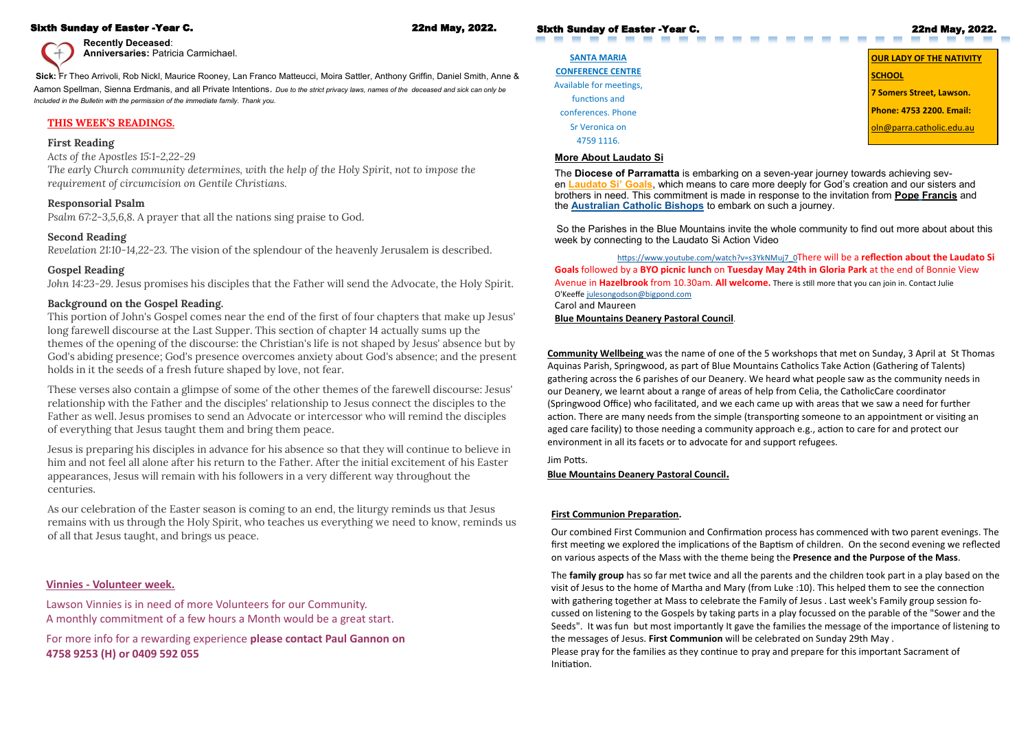**Recently Deceased**:
**Anniversaries:** Patricia Carmichael.

**Sick:** Fr Theo Arrivoli, Rob Nickl, Maurice Rooney, Lan Franco Matteucci, Moira Sattler, Anthony Griffin, Daniel Smith, Anne & Aamon Spellman, Sienna Erdmanis, and all Private Intentions. *Due to the strict privacy laws, names of the deceased and sick can only be Included in the Bulletin with the permission of the immediate family. Thank you.*

## THIS WEEK'S READINGS.

### First Reading

*Acts of the Apostles 15:1-2,22-29*
*The early Church community determines, with the help of the Holy Spirit, not to impose the requirement of circumcision on Gentile Christians.*

### Responsorial Psalm

*Psalm 67:2-3,5,6,8.* A prayer that all the nations sing praise to God.

### Second Reading

*Revelation 21:10-14,22-23.* The vision of the splendour of the heavenly Jerusalem is described.

### Gospel Reading

*John 14:23-29.* Jesus promises his disciples that the Father will send the Advocate, the Holy Spirit.

### Background on the Gospel Reading.

This portion of John's Gospel comes near the end of the first of four chapters that make up Jesus' long farewell discourse at the Last Supper. This section of chapter 14 actually sums up the themes of the opening of the discourse: the Christian's life is not shaped by Jesus' absence but by God's abiding presence; God's presence overcomes anxiety about God's absence; and the present holds in it the seeds of a fresh future shaped by love, not fear.

These verses also contain a glimpse of some of the other themes of the farewell discourse: Jesus' relationship with the Father and the disciples' relationship to Jesus connect the disciples to the Father as well. Jesus promises to send an Advocate or intercessor who will remind the disciples of everything that Jesus taught them and bring them peace.

Jesus is preparing his disciples in advance for his absence so that they will continue to believe in him and not feel all alone after his return to the Father. After the initial excitement of his Easter appearances, Jesus will remain with his followers in a very different way throughout the centuries.

As our celebration of the Easter season is coming to an end, the liturgy reminds us that Jesus remains with us through the Holy Spirit, who teaches us everything we need to know, reminds us of all that Jesus taught, and brings us peace.

## Vinnies - Volunteer week.

Lawson Vinnies is in need of more Volunteers for our Community.
A monthly commitment of a few hours a Month would be a great start.

For more info for a rewarding experience **please contact Paul Gannon on 4758 9253 (H) or 0409 592 055**

**SANTA MARIA CONFERENCE CENTRE**
Available for meetings, functions and conferences. Phone Sr Veronica on 4759 1116.

**OUR LADY OF THE NATIVITY SCHOOL**
**7 Somers Street, Lawson.**
**Phone: 4753 2200. Email:**
oln@parra.catholic.edu.au

### More About Laudato Si

The **Diocese of Parramatta** is embarking on a seven-year journey towards achieving seven **Laudato Si' Goals**, which means to care more deeply for God's creation and our sisters and brothers in need. This commitment is made in response to the invitation from **Pope Francis** and the **Australian Catholic Bishops** to embark on such a journey.

So the Parishes in the Blue Mountains invite the whole community to find out more about about this week by connecting to the Laudato Si Action Video

https://www.youtube.com/watch?v=s3YkNMuj7_0There will be a **reflection about the Laudato Si Goals** followed by a **BYO picnic lunch** on **Tuesday May 24th in Gloria Park** at the end of Bonnie View Avenue in **Hazelbrook** from 10.30am. **All welcome.** There is still more that you can join in. Contact Julie O'Keeffe julesongodson@bigpond.com
Carol and Maureen
**Blue Mountains Deanery Pastoral Council**.

**Community Wellbeing** was the name of one of the 5 workshops that met on Sunday, 3 April at St Thomas Aquinas Parish, Springwood, as part of Blue Mountains Catholics Take Action (Gathering of Talents) gathering across the 6 parishes of our Deanery. We heard what people saw as the community needs in our Deanery, we learnt about a range of areas of help from Celia, the CatholicCare coordinator (Springwood Office) who facilitated, and we each came up with areas that we saw a need for further action. There are many needs from the simple (transporting someone to an appointment or visiting an aged care facility) to those needing a community approach e.g., action to care for and protect our environment in all its facets or to advocate for and support refugees.

Jim Potts.

**Blue Mountains Deanery Pastoral Council.**

**First Communion Preparation.**

Our combined First Communion and Confirmation process has commenced with two parent evenings. The first meeting we explored the implications of the Baptism of children. On the second evening we reflected on various aspects of the Mass with the theme being the **Presence and the Purpose of the Mass**.

The **family group** has so far met twice and all the parents and the children took part in a play based on the visit of Jesus to the home of Martha and Mary (from Luke :10). This helped them to see the connection with gathering together at Mass to celebrate the Family of Jesus . Last week's Family group session focussed on listening to the Gospels by taking parts in a play focussed on the parable of the "Sower and the Seeds". It was fun but most importantly It gave the families the message of the importance of listening to the messages of Jesus. **First Communion** will be celebrated on Sunday 29th May .
Please pray for the families as they continue to pray and prepare for this important Sacrament of Initiation.